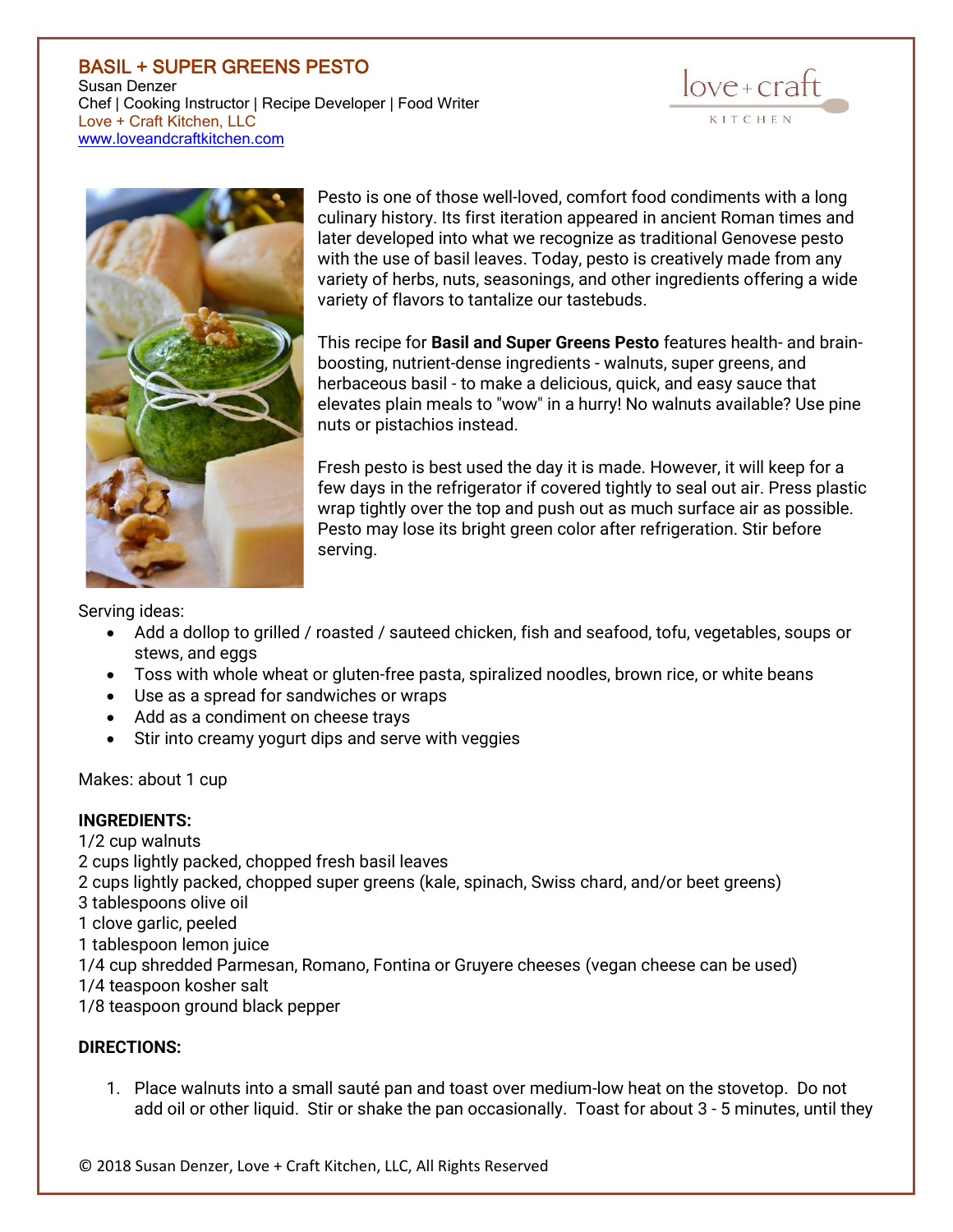# BASIL + SUPER GREENS PESTO

Susan Denzer
Chef | Cooking Instructor | Recipe Developer | Food Writer
Love + Craft Kitchen, LLC
www.loveandcraftkitchen.com

Pesto is one of those well-loved, comfort food condiments with a long culinary history. Its first iteration appeared in ancient Roman times and later developed into what we recognize as traditional Genovese pesto with the use of basil leaves. Today, pesto is creatively made from any variety of herbs, nuts, seasonings, and other ingredients offering a wide variety of flavors to tantalize our tastebuds.

This recipe for **Basil and Super Greens Pesto** features health- and brain-boosting, nutrient-dense ingredients - walnuts, super greens, and herbaceous basil - to make a delicious, quick, and easy sauce that elevates plain meals to "wow" in a hurry! No walnuts available? Use pine nuts or pistachios instead.

Fresh pesto is best used the day it is made. However, it will keep for a few days in the refrigerator if covered tightly to seal out air. Press plastic wrap tightly over the top and push out as much surface air as possible. Pesto may lose its bright green color after refrigeration. Stir before serving.

Serving ideas:

- Add a dollop to grilled / roasted / sauteed chicken, fish and seafood, tofu, vegetables, soups or stews, and eggs
- Toss with whole wheat or gluten-free pasta, spiralized noodles, brown rice, or white beans
- Use as a spread for sandwiches or wraps
- Add as a condiment on cheese trays
- Stir into creamy yogurt dips and serve with veggies

Makes: about 1 cup

**INGREDIENTS:**

1/2 cup walnuts
2 cups lightly packed, chopped fresh basil leaves
2 cups lightly packed, chopped super greens (kale, spinach, Swiss chard, and/or beet greens)
3 tablespoons olive oil
1 clove garlic, peeled
1 tablespoon lemon juice
1/4 cup shredded Parmesan, Romano, Fontina or Gruyere cheeses (vegan cheese can be used)
1/4 teaspoon kosher salt
1/8 teaspoon ground black pepper

**DIRECTIONS:**

1. Place walnuts into a small sauté pan and toast over medium-low heat on the stovetop. Do not add oil or other liquid. Stir or shake the pan occasionally. Toast for about 3 - 5 minutes, until they

© 2018 Susan Denzer, Love + Craft Kitchen, LLC, All Rights Reserved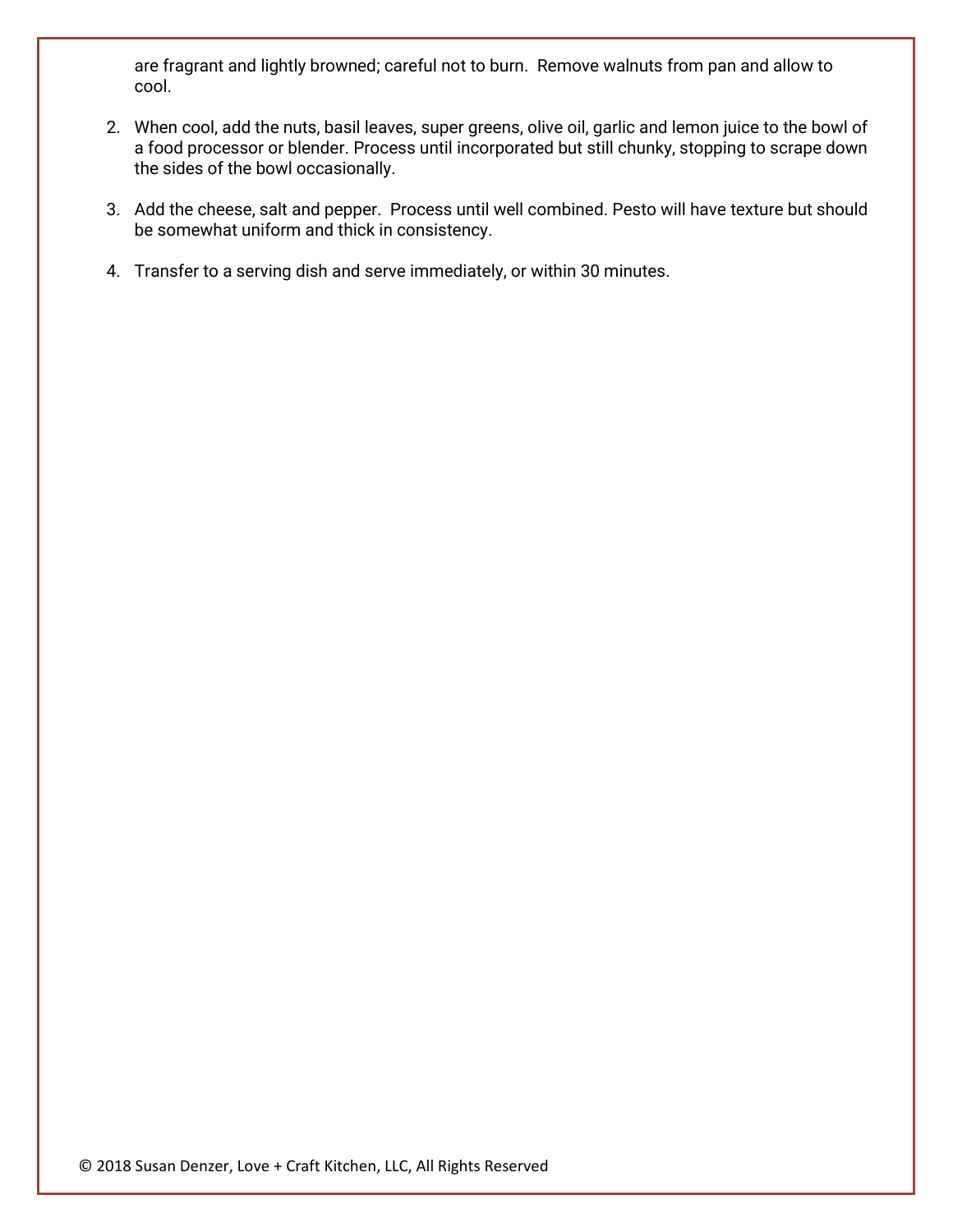are fragrant and lightly browned; careful not to burn. Remove walnuts from pan and allow to cool.

2. When cool, add the nuts, basil leaves, super greens, olive oil, garlic and lemon juice to the bowl of a food processor or blender. Process until incorporated but still chunky, stopping to scrape down the sides of the bowl occasionally.

3. Add the cheese, salt and pepper. Process until well combined. Pesto will have texture but should be somewhat uniform and thick in consistency.

4. Transfer to a serving dish and serve immediately, or within 30 minutes.

© 2018 Susan Denzer, Love + Craft Kitchen, LLC, All Rights Reserved